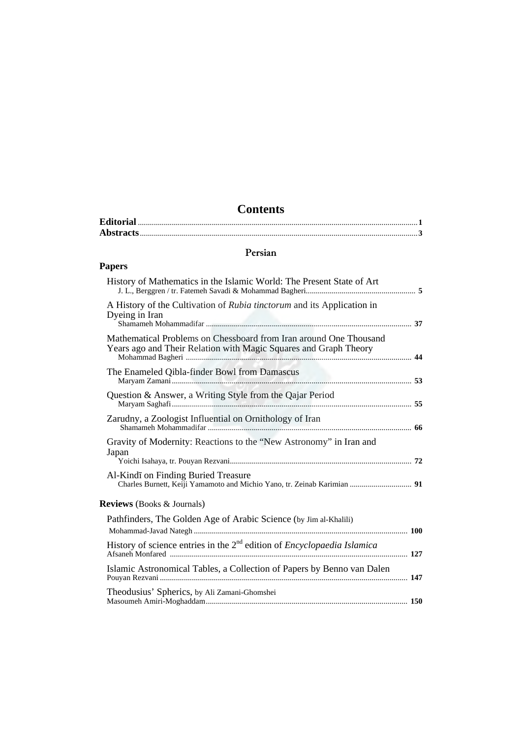# Contents

**Editorial** ........ **1**

**Abstracts** ........ **3**

## Persian

### Papers

History of Mathematics in the Islamic World: The Present State of Art
J. L., Berggren / tr. Fatemeh Savadi & Mohammad Bagheri ........ **5**

A History of the Cultivation of *Rubia tinctorum* and its Application in Dyeing in Iran
Shamameh Mohammadifar ........ **37**

Mathematical Problems on Chessboard from Iran around One Thousand Years ago and Their Relation with Magic Squares and Graph Theory
Mohammad Bagheri ........ **44**

The Enameled Qibla-finder Bowl from Damascus
Maryam Zamani ........ **53**

Question & Answer, a Writing Style from the Qajar Period
Maryam Saghafi ........ **55**

Zarudny, a Zoologist Influential on Ornithology of Iran
Shamameh Mohammadifar ........ **66**

Gravity of Modernity: Reactions to the "New Astronomy" in Iran and Japan
Yoichi Isahaya, tr. Pouyan Rezvani ........ **72**

Al-Kindī on Finding Buried Treasure
Charles Burnett, Keiji Yamamoto and Michio Yano, tr. Zeinab Karimian ........ **91**

### Reviews (Books & Journals)

Pathfinders, The Golden Age of Arabic Science (by Jim al-Khalili)
Mohammad-Javad Nategh ........ **100**

History of science entries in the 2nd edition of *Encyclopaedia Islamica*
Afsaneh Monfared ........ **127**

Islamic Astronomical Tables, a Collection of Papers by Benno van Dalen
Pouyan Rezvani ........ **147**

Theodusius' Spherics, by Ali Zamani-Ghomshei
Masoumeh Amiri-Moghaddam ........ **150**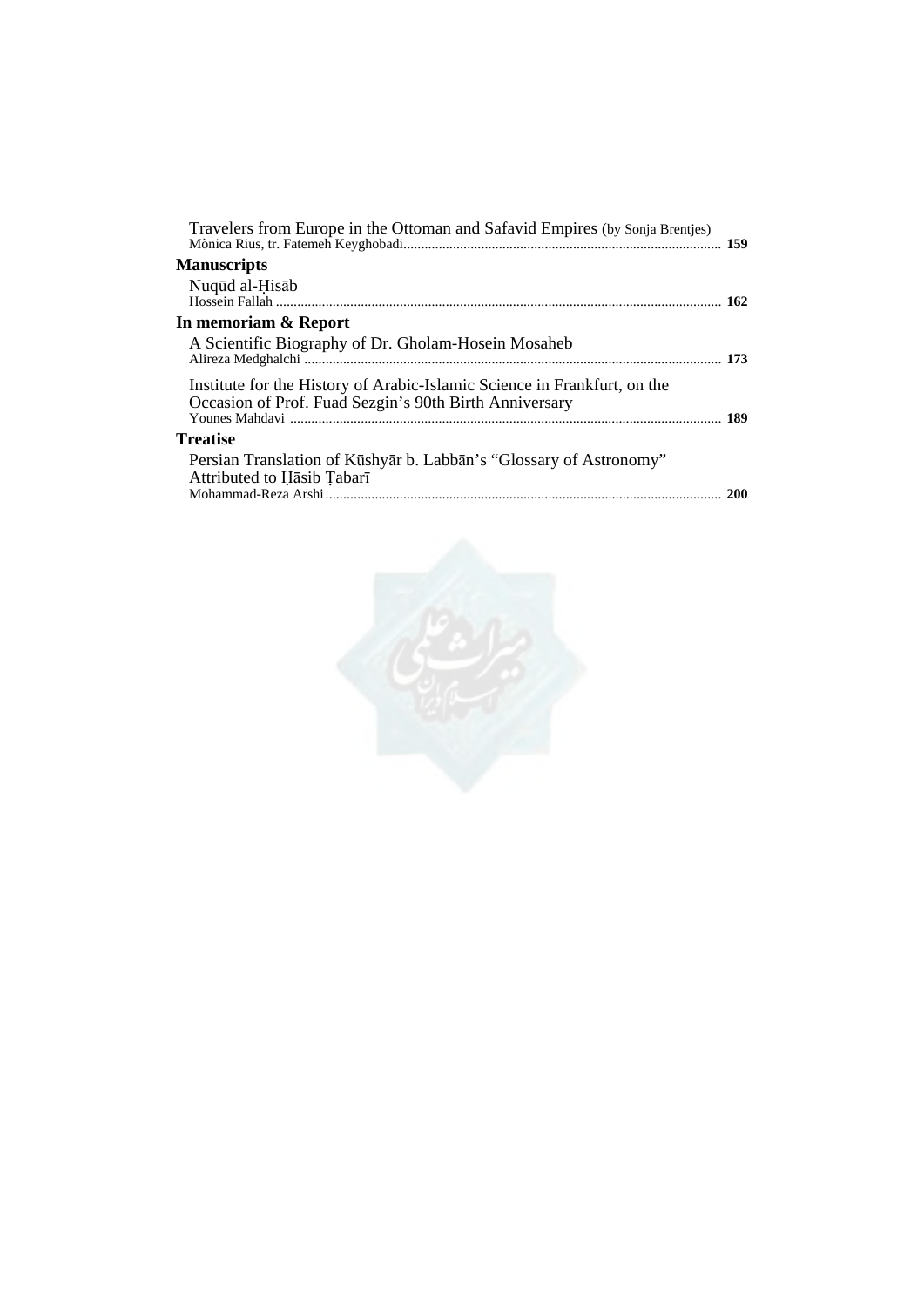Travelers from Europe in the Ottoman and Safavid Empires (by Sonja Brentjes)
Mònica Rius, tr. Fatemeh Keyghobadi ........................................................................................ **159**

**Manuscripts**

Nuqūd al-Ḥisāb
Hossein Fallah ........................................................................................................................ **162**

**In memoriam & Report**

A Scientific Biography of Dr. Gholam-Hosein Mosaheb
Alireza Medghalchi ................................................................................................................. **173**

Institute for the History of Arabic-Islamic Science in Frankfurt, on the Occasion of Prof. Fuad Sezgin's 90th Birth Anniversary
Younes Mahdavi ..................................................................................................................... **189**

**Treatise**

Persian Translation of Kūshyār b. Labbān's "Glossary of Astronomy" Attributed to Ḥāsib Ṭabarī
Mohammad-Reza Arshi ........................................................................................................... **200**